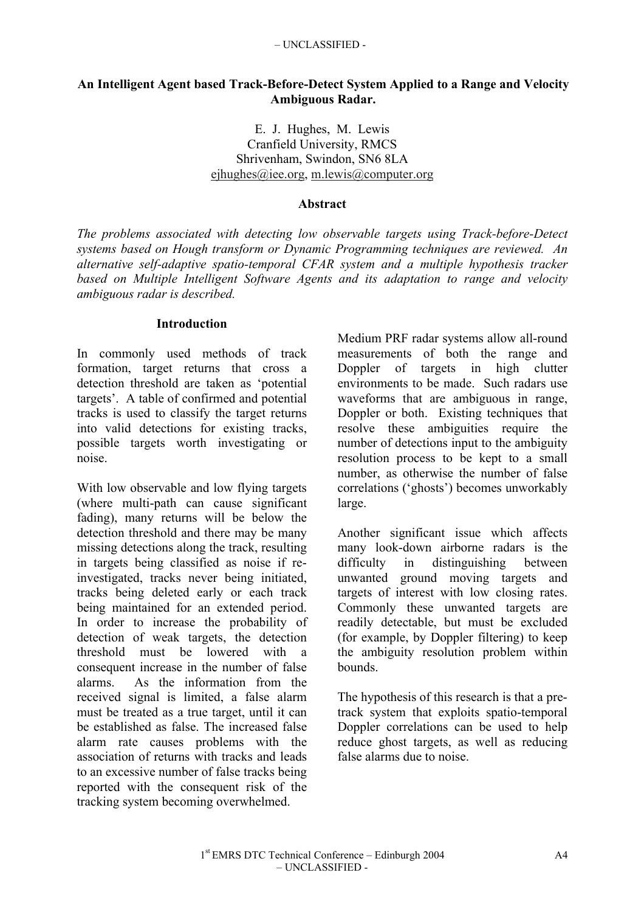# An Intelligent Agent based Track-Before-Detect System Applied to a Range and Velocity Ambiguous Radar.

E. J. Hughes, M. Lewis
Cranfield University, RMCS
Shrivenham, Swindon, SN6 8LA
ejhughes@iee.org, m.lewis@computer.org

## Abstract

*The problems associated with detecting low observable targets using Track-before-Detect systems based on Hough transform or Dynamic Programming techniques are reviewed. An alternative self-adaptive spatio-temporal CFAR system and a multiple hypothesis tracker based on Multiple Intelligent Software Agents and its adaptation to range and velocity ambiguous radar is described.*

## Introduction

In commonly used methods of track formation, target returns that cross a detection threshold are taken as 'potential targets'. A table of confirmed and potential tracks is used to classify the target returns into valid detections for existing tracks, possible targets worth investigating or noise.

With low observable and low flying targets (where multi-path can cause significant fading), many returns will be below the detection threshold and there may be many missing detections along the track, resulting in targets being classified as noise if re-investigated, tracks never being initiated, tracks being deleted early or each track being maintained for an extended period. In order to increase the probability of detection of weak targets, the detection threshold must be lowered with a consequent increase in the number of false alarms. As the information from the received signal is limited, a false alarm must be treated as a true target, until it can be established as false. The increased false alarm rate causes problems with the association of returns with tracks and leads to an excessive number of false tracks being reported with the consequent risk of the tracking system becoming overwhelmed.

Medium PRF radar systems allow all-round measurements of both the range and Doppler of targets in high clutter environments to be made. Such radars use waveforms that are ambiguous in range, Doppler or both. Existing techniques that resolve these ambiguities require the number of detections input to the ambiguity resolution process to be kept to a small number, as otherwise the number of false correlations ('ghosts') becomes unworkably large.

Another significant issue which affects many look-down airborne radars is the difficulty in distinguishing between unwanted ground moving targets and targets of interest with low closing rates. Commonly these unwanted targets are readily detectable, but must be excluded (for example, by Doppler filtering) to keep the ambiguity resolution problem within bounds.

The hypothesis of this research is that a pre-track system that exploits spatio-temporal Doppler correlations can be used to help reduce ghost targets, as well as reducing false alarms due to noise.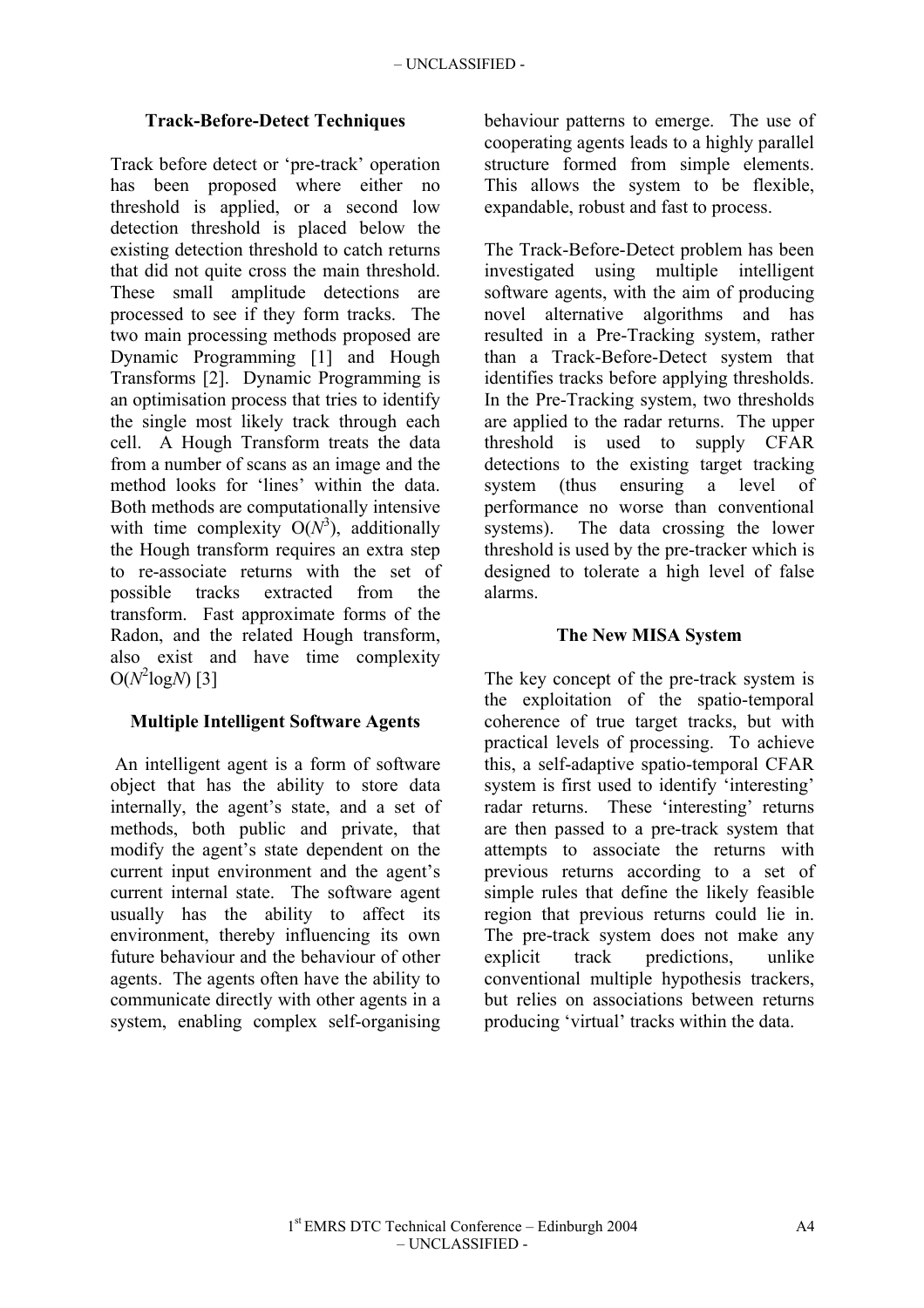## Track-Before-Detect Techniques

Track before detect or 'pre-track' operation has been proposed where either no threshold is applied, or a second low detection threshold is placed below the existing detection threshold to catch returns that did not quite cross the main threshold. These small amplitude detections are processed to see if they form tracks. The two main processing methods proposed are Dynamic Programming [1] and Hough Transforms [2]. Dynamic Programming is an optimisation process that tries to identify the single most likely track through each cell. A Hough Transform treats the data from a number of scans as an image and the method looks for 'lines' within the data. Both methods are computationally intensive with time complexity $O(N^3)$, additionally the Hough transform requires an extra step to re-associate returns with the set of possible tracks extracted from the transform. Fast approximate forms of the Radon, and the related Hough transform, also exist and have time complexity $O(N^2 \log N)$ [3]

## Multiple Intelligent Software Agents

An intelligent agent is a form of software object that has the ability to store data internally, the agent's state, and a set of methods, both public and private, that modify the agent's state dependent on the current input environment and the agent's current internal state. The software agent usually has the ability to affect its environment, thereby influencing its own future behaviour and the behaviour of other agents. The agents often have the ability to communicate directly with other agents in a system, enabling complex self-organising behaviour patterns to emerge. The use of cooperating agents leads to a highly parallel structure formed from simple elements. This allows the system to be flexible, expandable, robust and fast to process.

The Track-Before-Detect problem has been investigated using multiple intelligent software agents, with the aim of producing novel alternative algorithms and has resulted in a Pre-Tracking system, rather than a Track-Before-Detect system that identifies tracks before applying thresholds. In the Pre-Tracking system, two thresholds are applied to the radar returns. The upper threshold is used to supply CFAR detections to the existing target tracking system (thus ensuring a level of performance no worse than conventional systems). The data crossing the lower threshold is used by the pre-tracker which is designed to tolerate a high level of false alarms.

## The New MISA System

The key concept of the pre-track system is the exploitation of the spatio-temporal coherence of true target tracks, but with practical levels of processing. To achieve this, a self-adaptive spatio-temporal CFAR system is first used to identify 'interesting' radar returns. These 'interesting' returns are then passed to a pre-track system that attempts to associate the returns with previous returns according to a set of simple rules that define the likely feasible region that previous returns could lie in. The pre-track system does not make any explicit track predictions, unlike conventional multiple hypothesis trackers, but relies on associations between returns producing 'virtual' tracks within the data.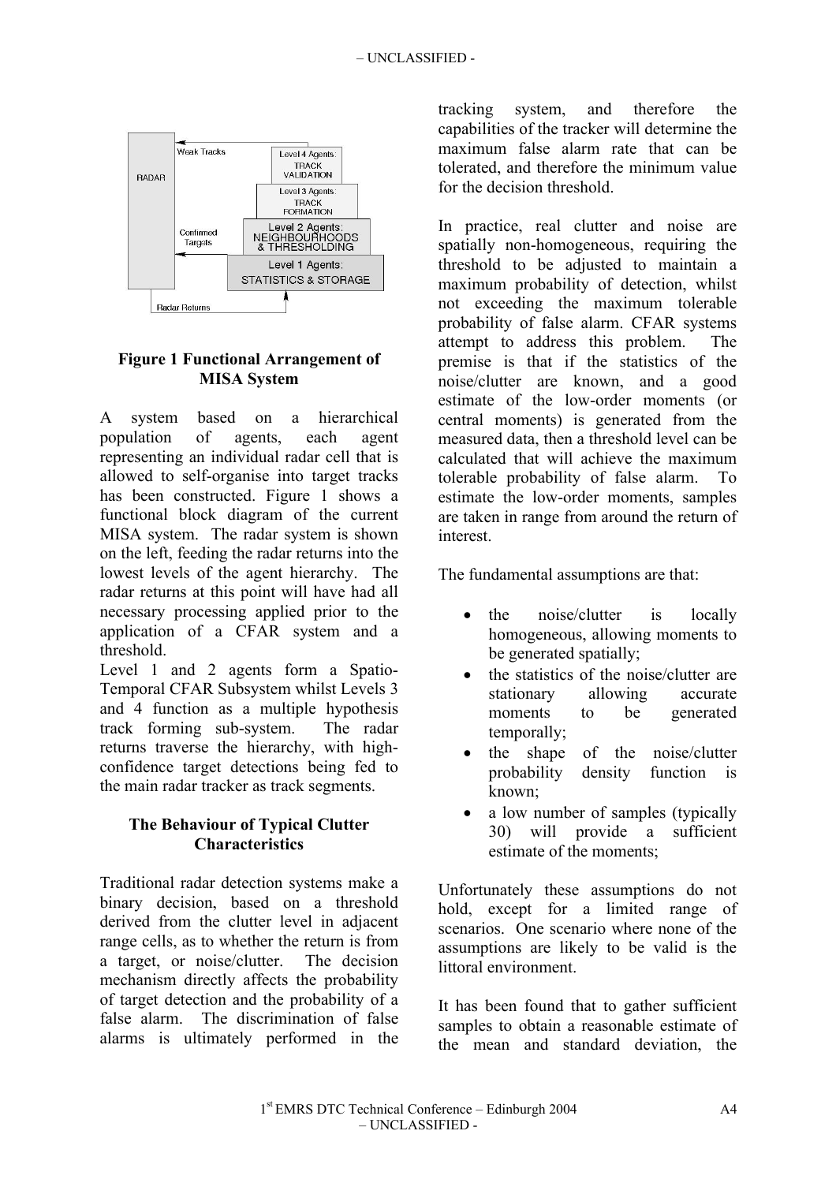**Figure 1 Functional Arrangement of MISA System**

A system based on a hierarchical population of agents, each agent representing an individual radar cell that is allowed to self-organise into target tracks has been constructed. Figure 1 shows a functional block diagram of the current MISA system. The radar system is shown on the left, feeding the radar returns into the lowest levels of the agent hierarchy. The radar returns at this point will have had all necessary processing applied prior to the application of a CFAR system and a threshold.

Level 1 and 2 agents form a Spatio-Temporal CFAR Subsystem whilst Levels 3 and 4 function as a multiple hypothesis track forming sub-system. The radar returns traverse the hierarchy, with high-confidence target detections being fed to the main radar tracker as track segments.

## The Behaviour of Typical Clutter Characteristics

Traditional radar detection systems make a binary decision, based on a threshold derived from the clutter level in adjacent range cells, as to whether the return is from a target, or noise/clutter. The decision mechanism directly affects the probability of target detection and the probability of a false alarm. The discrimination of false alarms is ultimately performed in the tracking system, and therefore the capabilities of the tracker will determine the maximum false alarm rate that can be tolerated, and therefore the minimum value for the decision threshold.

In practice, real clutter and noise are spatially non-homogeneous, requiring the threshold to be adjusted to maintain a maximum probability of detection, whilst not exceeding the maximum tolerable probability of false alarm. CFAR systems attempt to address this problem. The premise is that if the statistics of the noise/clutter are known, and a good estimate of the low-order moments (or central moments) is generated from the measured data, then a threshold level can be calculated that will achieve the maximum tolerable probability of false alarm. To estimate the low-order moments, samples are taken in range from around the return of interest.

The fundamental assumptions are that:

- the noise/clutter is locally homogeneous, allowing moments to be generated spatially;
- the statistics of the noise/clutter are stationary allowing accurate moments to be generated temporally;
- the shape of the noise/clutter probability density function is known;
- a low number of samples (typically 30) will provide a sufficient estimate of the moments;

Unfortunately these assumptions do not hold, except for a limited range of scenarios. One scenario where none of the assumptions are likely to be valid is the littoral environment.

It has been found that to gather sufficient samples to obtain a reasonable estimate of the mean and standard deviation, the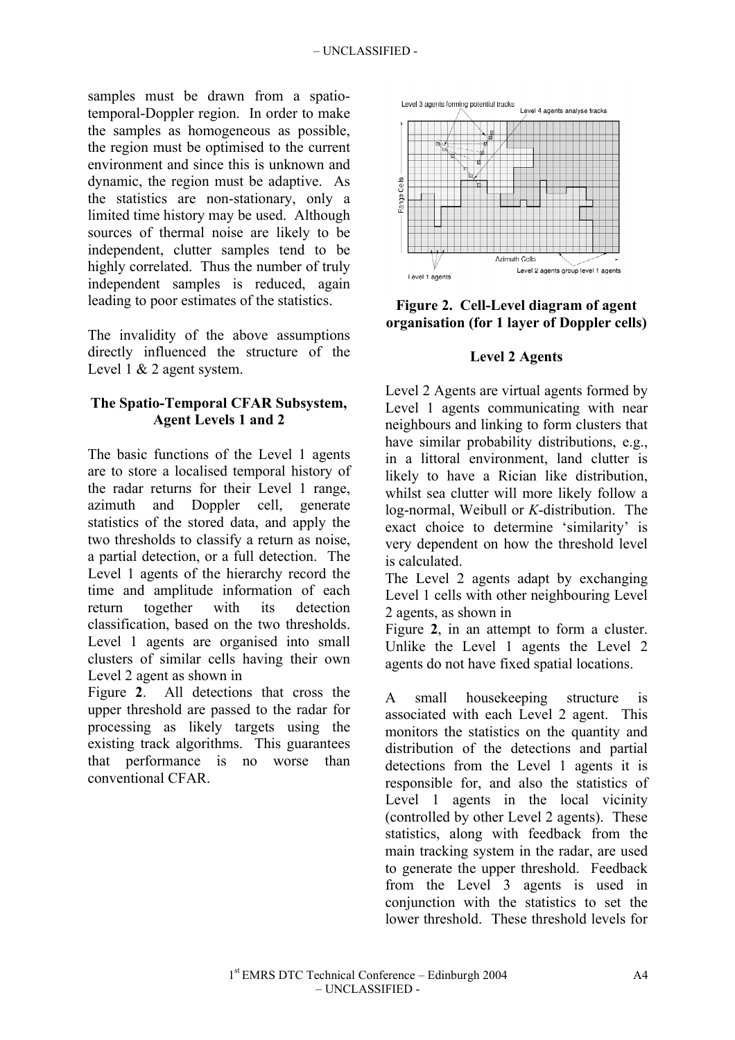samples must be drawn from a spatio-temporal-Doppler region. In order to make the samples as homogeneous as possible, the region must be optimised to the current environment and since this is unknown and dynamic, the region must be adaptive. As the statistics are non-stationary, only a limited time history may be used. Although sources of thermal noise are likely to be independent, clutter samples tend to be highly correlated. Thus the number of truly independent samples is reduced, again leading to poor estimates of the statistics.

The invalidity of the above assumptions directly influenced the structure of the Level 1 & 2 agent system.

### The Spatio-Temporal CFAR Subsystem, Agent Levels 1 and 2

The basic functions of the Level 1 agents are to store a localised temporal history of the radar returns for their Level 1 range, azimuth and Doppler cell, generate statistics of the stored data, and apply the two thresholds to classify a return as noise, a partial detection, or a full detection. The Level 1 agents of the hierarchy record the time and amplitude information of each return together with its detection classification, based on the two thresholds. Level 1 agents are organised into small clusters of similar cells having their own Level 2 agent as shown in Figure **2**. All detections that cross the upper threshold are passed to the radar for processing as likely targets using the existing track algorithms. This guarantees that performance is no worse than conventional CFAR.

**Figure 2. Cell-Level diagram of agent organisation (for 1 layer of Doppler cells)**

### Level 2 Agents

Level 2 Agents are virtual agents formed by Level 1 agents communicating with near neighbours and linking to form clusters that have similar probability distributions, e.g., in a littoral environment, land clutter is likely to have a Rician like distribution, whilst sea clutter will more likely follow a log-normal, Weibull or *K*-distribution. The exact choice to determine 'similarity' is very dependent on how the threshold level is calculated.

The Level 2 agents adapt by exchanging Level 1 cells with other neighbouring Level 2 agents, as shown in Figure **2**, in an attempt to form a cluster. Unlike the Level 1 agents the Level 2 agents do not have fixed spatial locations.

A small housekeeping structure is associated with each Level 2 agent. This monitors the statistics on the quantity and distribution of the detections and partial detections from the Level 1 agents it is responsible for, and also the statistics of Level 1 agents in the local vicinity (controlled by other Level 2 agents). These statistics, along with feedback from the main tracking system in the radar, are used to generate the upper threshold. Feedback from the Level 3 agents is used in conjunction with the statistics to set the lower threshold. These threshold levels for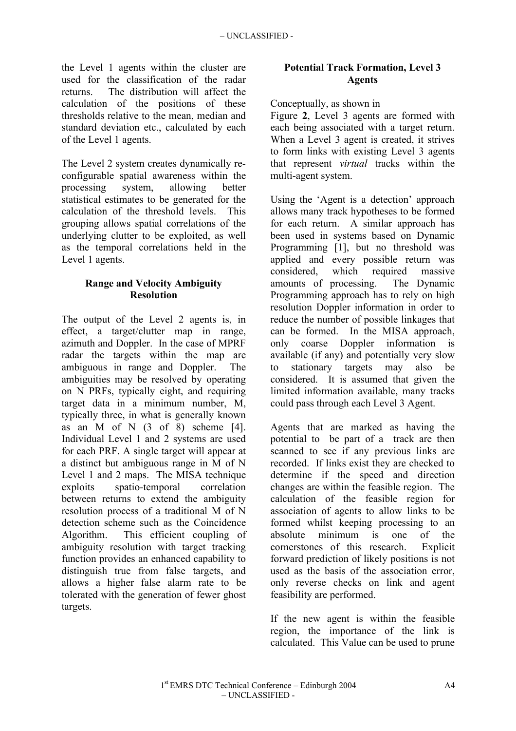the Level 1 agents within the cluster are used for the classification of the radar returns. The distribution will affect the calculation of the positions of these thresholds relative to the mean, median and standard deviation etc., calculated by each of the Level 1 agents.

The Level 2 system creates dynamically re-configurable spatial awareness within the processing system, allowing better statistical estimates to be generated for the calculation of the threshold levels. This grouping allows spatial correlations of the underlying clutter to be exploited, as well as the temporal correlations held in the Level 1 agents.

## Range and Velocity Ambiguity Resolution

The output of the Level 2 agents is, in effect, a target/clutter map in range, azimuth and Doppler. In the case of MPRF radar the targets within the map are ambiguous in range and Doppler. The ambiguities may be resolved by operating on N PRFs, typically eight, and requiring target data in a minimum number, M, typically three, in what is generally known as an M of N (3 of 8) scheme [4]. Individual Level 1 and 2 systems are used for each PRF. A single target will appear at a distinct but ambiguous range in M of N Level 1 and 2 maps. The MISA technique exploits spatio-temporal correlation between returns to extend the ambiguity resolution process of a traditional M of N detection scheme such as the Coincidence Algorithm. This efficient coupling of ambiguity resolution with target tracking function provides an enhanced capability to distinguish true from false targets, and allows a higher false alarm rate to be tolerated with the generation of fewer ghost targets.

## Potential Track Formation, Level 3 Agents

Conceptually, as shown in Figure **2**, Level 3 agents are formed with each being associated with a target return. When a Level 3 agent is created, it strives to form links with existing Level 3 agents that represent *virtual* tracks within the multi-agent system.

Using the 'Agent is a detection' approach allows many track hypotheses to be formed for each return. A similar approach has been used in systems based on Dynamic Programming [1], but no threshold was applied and every possible return was considered, which required massive amounts of processing. The Dynamic Programming approach has to rely on high resolution Doppler information in order to reduce the number of possible linkages that can be formed. In the MISA approach, only coarse Doppler information is available (if any) and potentially very slow to stationary targets may also be considered. It is assumed that given the limited information available, many tracks could pass through each Level 3 Agent.

Agents that are marked as having the potential to be part of a track are then scanned to see if any previous links are recorded. If links exist they are checked to determine if the speed and direction changes are within the feasible region. The calculation of the feasible region for association of agents to allow links to be formed whilst keeping processing to an absolute minimum is one of the cornerstones of this research. Explicit forward prediction of likely positions is not used as the basis of the association error, only reverse checks on link and agent feasibility are performed.

If the new agent is within the feasible region, the importance of the link is calculated. This Value can be used to prune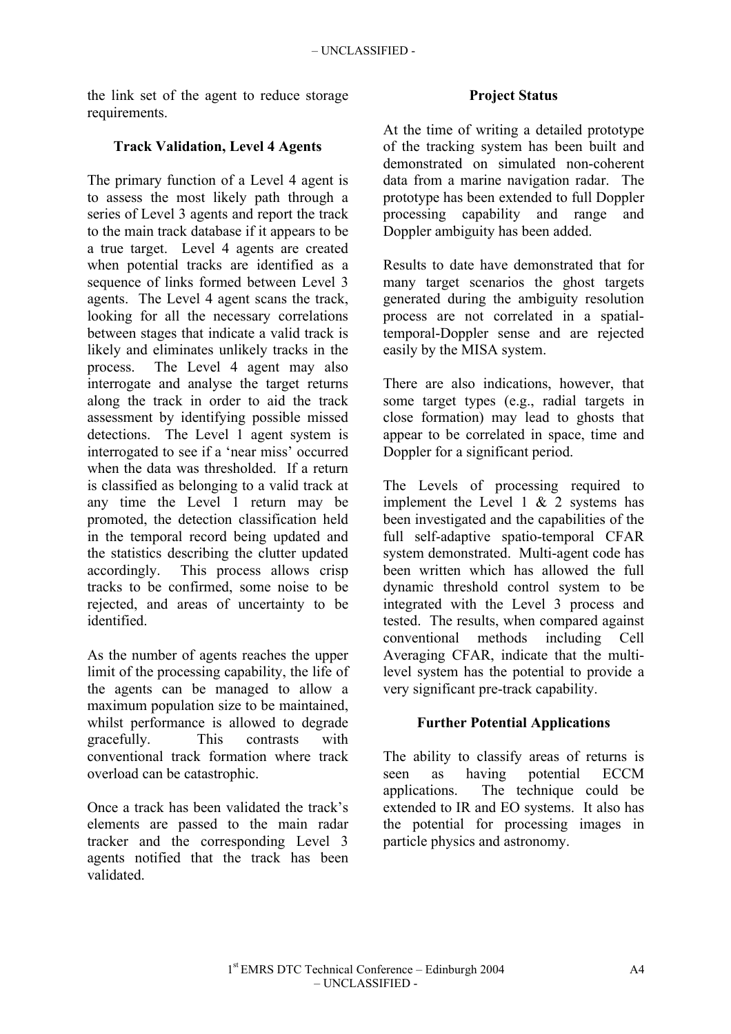the link set of the agent to reduce storage requirements.

### Track Validation, Level 4 Agents

The primary function of a Level 4 agent is to assess the most likely path through a series of Level 3 agents and report the track to the main track database if it appears to be a true target. Level 4 agents are created when potential tracks are identified as a sequence of links formed between Level 3 agents. The Level 4 agent scans the track, looking for all the necessary correlations between stages that indicate a valid track is likely and eliminates unlikely tracks in the process. The Level 4 agent may also interrogate and analyse the target returns along the track in order to aid the track assessment by identifying possible missed detections. The Level 1 agent system is interrogated to see if a 'near miss' occurred when the data was thresholded. If a return is classified as belonging to a valid track at any time the Level 1 return may be promoted, the detection classification held in the temporal record being updated and the statistics describing the clutter updated accordingly. This process allows crisp tracks to be confirmed, some noise to be rejected, and areas of uncertainty to be identified.

As the number of agents reaches the upper limit of the processing capability, the life of the agents can be managed to allow a maximum population size to be maintained, whilst performance is allowed to degrade gracefully. This contrasts with conventional track formation where track overload can be catastrophic.

Once a track has been validated the track's elements are passed to the main radar tracker and the corresponding Level 3 agents notified that the track has been validated.

### Project Status

At the time of writing a detailed prototype of the tracking system has been built and demonstrated on simulated non-coherent data from a marine navigation radar. The prototype has been extended to full Doppler processing capability and range and Doppler ambiguity has been added.

Results to date have demonstrated that for many target scenarios the ghost targets generated during the ambiguity resolution process are not correlated in a spatial-temporal-Doppler sense and are rejected easily by the MISA system.

There are also indications, however, that some target types (e.g., radial targets in close formation) may lead to ghosts that appear to be correlated in space, time and Doppler for a significant period.

The Levels of processing required to implement the Level 1 & 2 systems has been investigated and the capabilities of the full self-adaptive spatio-temporal CFAR system demonstrated. Multi-agent code has been written which has allowed the full dynamic threshold control system to be integrated with the Level 3 process and tested. The results, when compared against conventional methods including Cell Averaging CFAR, indicate that the multi-level system has the potential to provide a very significant pre-track capability.

### Further Potential Applications

The ability to classify areas of returns is seen as having potential ECCM applications. The technique could be extended to IR and EO systems. It also has the potential for processing images in particle physics and astronomy.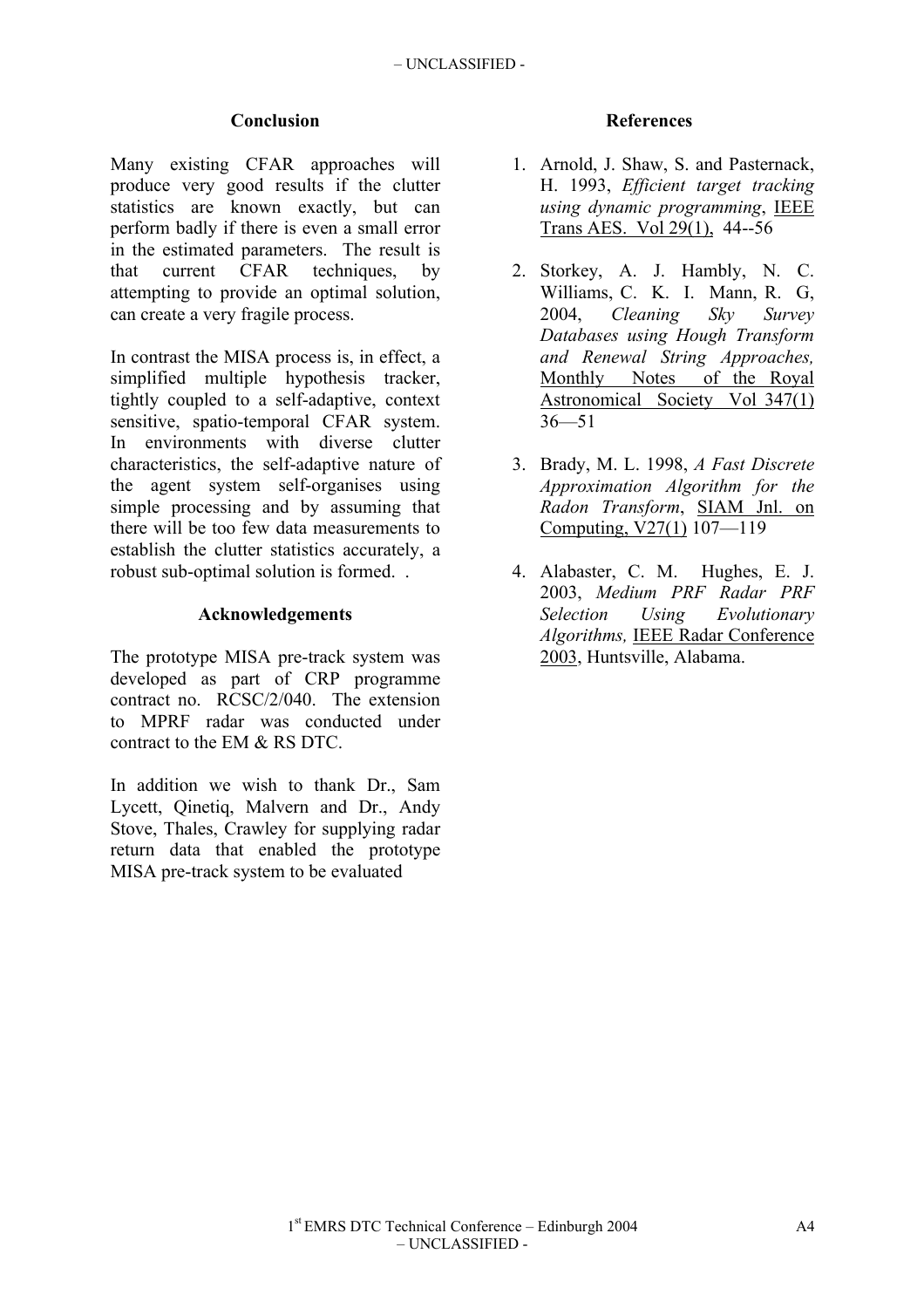## Conclusion

Many existing CFAR approaches will produce very good results if the clutter statistics are known exactly, but can perform badly if there is even a small error in the estimated parameters. The result is that current CFAR techniques, by attempting to provide an optimal solution, can create a very fragile process.

In contrast the MISA process is, in effect, a simplified multiple hypothesis tracker, tightly coupled to a self-adaptive, context sensitive, spatio-temporal CFAR system. In environments with diverse clutter characteristics, the self-adaptive nature of the agent system self-organises using simple processing and by assuming that there will be too few data measurements to establish the clutter statistics accurately, a robust sub-optimal solution is formed. .

## Acknowledgements

The prototype MISA pre-track system was developed as part of CRP programme contract no. RCSC/2/040. The extension to MPRF radar was conducted under contract to the EM & RS DTC.

In addition we wish to thank Dr., Sam Lycett, Qinetiq, Malvern and Dr., Andy Stove, Thales, Crawley for supplying radar return data that enabled the prototype MISA pre-track system to be evaluated

## References

1. Arnold, J. Shaw, S. and Pasternack, H. 1993, *Efficient target tracking using dynamic programming*, IEEE Trans AES. Vol 29(1), 44--56

2. Storkey, A. J. Hambly, N. C. Williams, C. K. I. Mann, R. G, 2004, *Cleaning Sky Survey Databases using Hough Transform and Renewal String Approaches,* Monthly Notes of the Royal Astronomical Society Vol 347(1) 36—51

3. Brady, M. L. 1998, *A Fast Discrete Approximation Algorithm for the Radon Transform*, SIAM Jnl. on Computing, V27(1) 107—119

4. Alabaster, C. M. Hughes, E. J. 2003, *Medium PRF Radar PRF Selection Using Evolutionary Algorithms,* IEEE Radar Conference 2003, Huntsville, Alabama.